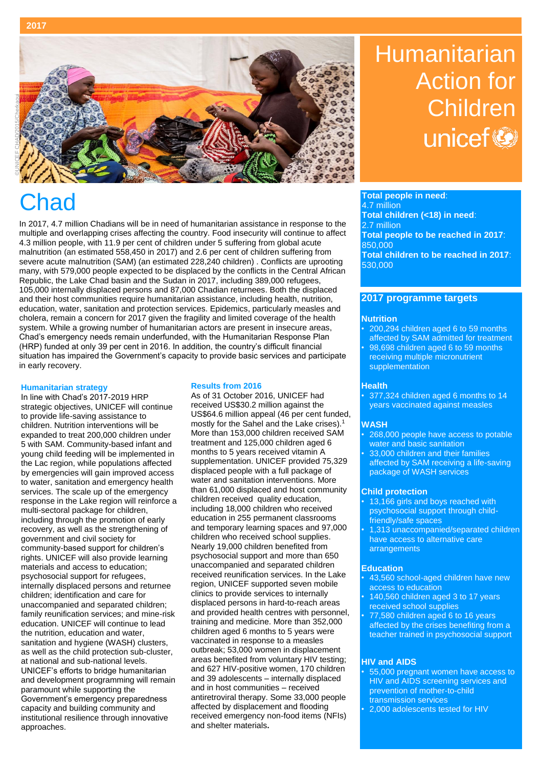2017

# Humanitarian Action for Children

unicef

# Chad

In 2017, 4.7 million Chadians will be in need of humanitarian assistance in response to the multiple and overlapping crises affecting the country. Food insecurity will continue to affect 4.3 million people, with 11.9 per cent of children under 5 suffering from global acute malnutrition (an estimated 558,450 in 2017) and 2.6 per cent of children suffering from severe acute malnutrition (SAM) (an estimated 228,240 children) . Conflicts are uprooting many, with 579,000 people expected to be displaced by the conflicts in the Central African Republic, the Lake Chad basin and the Sudan in 2017, including 389,000 refugees, 105,000 internally displaced persons and 87,000 Chadian returnees. Both the displaced and their host communities require humanitarian assistance, including health, nutrition, education, water, sanitation and protection services. Epidemics, particularly measles and cholera, remain a concern for 2017 given the fragility and limited coverage of the health system. While a growing number of humanitarian actors are present in insecure areas, Chad's emergency needs remain underfunded, with the Humanitarian Response Plan (HRP) funded at only 39 per cent in 2016. In addition, the country's difficult financial situation has impaired the Government's capacity to provide basic services and participate in early recovery.

### Humanitarian strategy

In line with Chad's 2017-2019 HRP strategic objectives, UNICEF will continue to provide life-saving assistance to children. Nutrition interventions will be expanded to treat 200,000 children under 5 with SAM. Community-based infant and young child feeding will be implemented in the Lac region, while populations affected by emergencies will gain improved access to water, sanitation and emergency health services. The scale up of the emergency response in the Lake region will reinforce a multi-sectoral package for children, including through the promotion of early recovery, as well as the strengthening of government and civil society for community-based support for children's rights. UNICEF will also provide learning materials and access to education; psychosocial support for refugees, internally displaced persons and returnee children; identification and care for unaccompanied and separated children; family reunification services; and mine-risk education. UNICEF will continue to lead the nutrition, education and water, sanitation and hygiene (WASH) clusters, as well as the child protection sub-cluster, at national and sub-national levels. UNICEF's efforts to bridge humanitarian and development programming will remain paramount while supporting the Government's emergency preparedness capacity and building community and institutional resilience through innovative approaches.

### Results from 2016

As of 31 October 2016, UNICEF had received US$30.2 million against the US$64.6 million appeal (46 per cent funded, mostly for the Sahel and the Lake crises).[1] More than 153,000 children received SAM treatment and 125,000 children aged 6 months to 5 years received vitamin A supplementation. UNICEF provided 75,329 displaced people with a full package of water and sanitation interventions. More than 61,000 displaced and host community children received quality education, including 18,000 children who received education in 255 permanent classrooms and temporary learning spaces and 97,000 children who received school supplies. Nearly 19,000 children benefited from psychosocial support and more than 650 unaccompanied and separated children received reunification services. In the Lake region, UNICEF supported seven mobile clinics to provide services to internally displaced persons in hard-to-reach areas and provided health centres with personnel, training and medicine. More than 352,000 children aged 6 months to 5 years were vaccinated in response to a measles outbreak; 53,000 women in displacement areas benefited from voluntary HIV testing; and 627 HIV-positive women, 170 children and 39 adolescents – internally displaced and in host communities – received antiretroviral therapy. Some 33,000 people affected by displacement and flooding received emergency non-food items (NFIs) and shelter materials.

**Total people in need**: 4.7 million
**Total children (<18) in need**: 2.7 million
**Total people to be reached in 2017**: 850,000
**Total children to be reached in 2017**: 530,000

## 2017 programme targets

### Nutrition

- 200,294 children aged 6 to 59 months affected by SAM admitted for treatment
- 98,698 children aged 6 to 59 months receiving multiple micronutrient supplementation

### Health

- 377,324 children aged 6 months to 14 years vaccinated against measles

### WASH

- 268,000 people have access to potable water and basic sanitation
- 33,000 children and their families affected by SAM receiving a life-saving package of WASH services

### Child protection

- 13,166 girls and boys reached with psychosocial support through child-friendly/safe spaces
- 1,313 unaccompanied/separated children have access to alternative care arrangements

### Education

- 43,560 school-aged children have new access to education
- 140,560 children aged 3 to 17 years received school supplies
- 77,580 children aged 6 to 16 years affected by the crises benefiting from a teacher trained in psychosocial support

### HIV and AIDS

- 55,000 pregnant women have access to HIV and AIDS screening services and prevention of mother-to-child transmission services
- 2,000 adolescents tested for HIV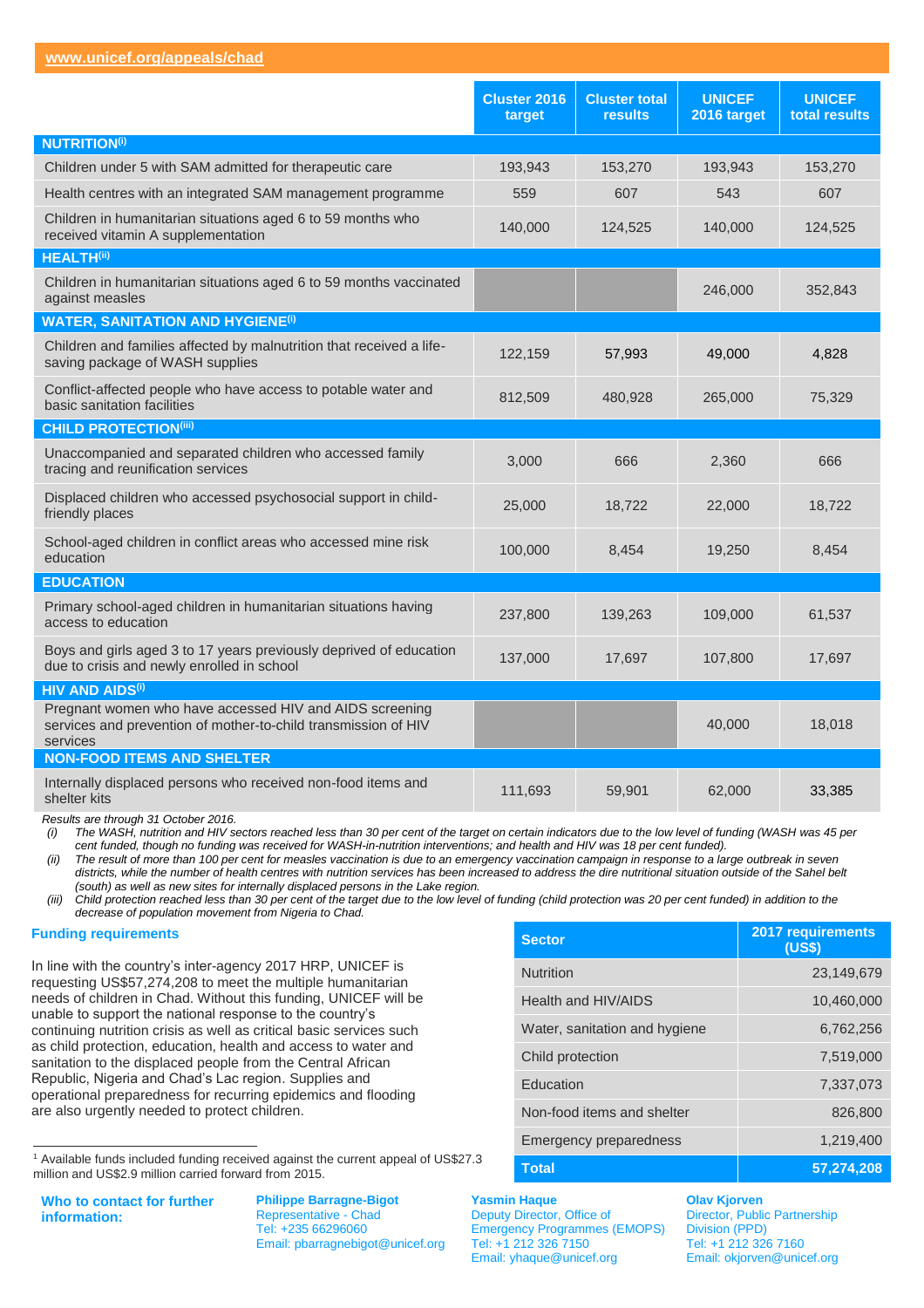www.unicef.org/appeals/chad

| | Cluster 2016 target | Cluster total results | UNICEF 2016 target | UNICEF total results |
|---|---|---|---|---|
| **NUTRITION[i]** | | | | |
| Children under 5 with SAM admitted for therapeutic care | 193,943 | 153,270 | 193,943 | 153,270 |
| Health centres with an integrated SAM management programme | 559 | 607 | 543 | 607 |
| Children in humanitarian situations aged 6 to 59 months who received vitamin A supplementation | 140,000 | 124,525 | 140,000 | 124,525 |
| **HEALTH[ii]** | | | | |
| Children in humanitarian situations aged 6 to 59 months vaccinated against measles | | | 246,000 | 352,843 |
| **WATER, SANITATION AND HYGIENE[i]** | | | | |
| Children and families affected by malnutrition that received a life-saving package of WASH supplies | 122,159 | 57,993 | 49,000 | 4,828 |
| Conflict-affected people who have access to potable water and basic sanitation facilities | 812,509 | 480,928 | 265,000 | 75,329 |
| **CHILD PROTECTION[iii]** | | | | |
| Unaccompanied and separated children who accessed family tracing and reunification services | 3,000 | 666 | 2,360 | 666 |
| Displaced children who accessed psychosocial support in child-friendly places | 25,000 | 18,722 | 22,000 | 18,722 |
| School-aged children in conflict areas who accessed mine risk education | 100,000 | 8,454 | 19,250 | 8,454 |
| **EDUCATION** | | | | |
| Primary school-aged children in humanitarian situations having access to education | 237,800 | 139,263 | 109,000 | 61,537 |
| Boys and girls aged 3 to 17 years previously deprived of education due to crisis and newly enrolled in school | 137,000 | 17,697 | 107,800 | 17,697 |
| **HIV AND AIDS[i]** | | | | |
| Pregnant women who have accessed HIV and AIDS screening services and prevention of mother-to-child transmission of HIV services | | | 40,000 | 18,018 |
| **NON-FOOD ITEMS AND SHELTER** | | | | |
| Internally displaced persons who received non-food items and shelter kits | 111,693 | 59,901 | 62,000 | 33,385 |

*Results are through 31 October 2016.*

*(i) The WASH, nutrition and HIV sectors reached less than 30 per cent of the target on certain indicators due to the low level of funding (WASH was 45 per cent funded for 2016, though no funding was received for WASH-in-nutrition interventions; and health and HIV was 18 per cent funded).*

*(ii) The result of more than 100 per cent for measles vaccination is due to an emergency vaccination campaign in response to a large outbreak in seven districts, while the number of health centres with nutrition services has been increased to address the dire nutritional situation outside of the Sahel belt (south) as well as new sites for internally displaced persons in the Lake region.*

*(iii) Child protection reached less than 30 per cent of the target due to the low level of funding (child protection was 20 per cent funded) in addition to the decrease of population movement from Nigeria to Chad.*

### Funding requirements

In line with the country's inter-agency 2017 HRP, UNICEF is requesting US$57,274,208 to meet the multiple humanitarian needs of children in Chad. Without this funding, UNICEF will be unable to support the national response to the country's continuing nutrition crisis as well as critical basic services such as child protection, education, health and access to water and sanitation to the displaced people from the Central African Republic, Nigeria and Chad's Lac region. Supplies and operational preparedness for recurring epidemics and flooding are also urgently needed to protect children.

| Sector | 2017 requirements (US$) |
|---|---|
| Nutrition | 23,149,679 |
| Health and HIV/AIDS | 10,460,000 |
| Water, sanitation and hygiene | 6,762,256 |
| Child protection | 7,519,000 |
| Education | 7,337,073 |
| Non-food items and shelter | 826,800 |
| Emergency preparedness | 1,219,400 |
| **Total** | **57,274,208** |

[1] Available funds included funding received against the current appeal of US$27.3 million and US$2.9 million carried forward from 2015.

**Who to contact for further information:**

**Philippe Barragne-Bigot**
Representative - Chad
Tel: +235 66296060
Email: pbarragnebigot@unicef.org

**Yasmin Haque**
Deputy Director, Office of Emergency Programmes (EMOPS)
Tel: +1 212 326 7150
Email: yhaque@unicef.org

**Olav Kjorven**
Director, Public Partnership Division (PPD)
Tel: +1 212 326 7160
Email: okjorven@unicef.org